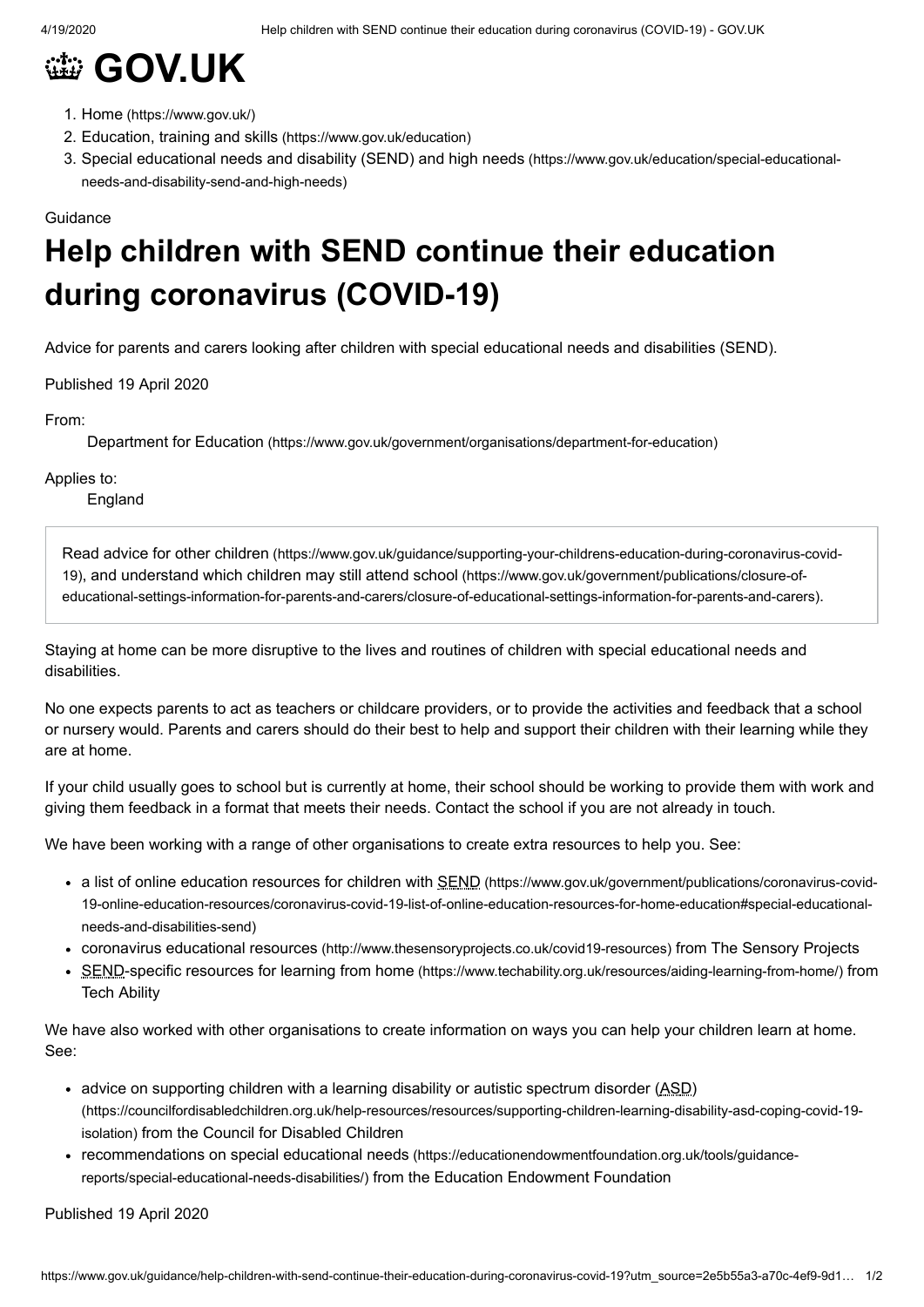# GOV.UK

1. Home (https://www.gov.uk/)
2. Education, training and skills (https://www.gov.uk/education)
3. Special educational needs and disability (SEND) and high needs (https://www.gov.uk/education/special-educational-needs-and-disability-send-and-high-needs)

Guidance

# Help children with SEND continue their education during coronavirus (COVID-19)

Advice for parents and carers looking after children with special educational needs and disabilities (SEND).

Published 19 April 2020

From:

Department for Education (https://www.gov.uk/government/organisations/department-for-education)

Applies to:

England

Read advice for other children (https://www.gov.uk/guidance/supporting-your-childrens-education-during-coronavirus-covid-19), and understand which children may still attend school (https://www.gov.uk/government/publications/closure-of-educational-settings-information-for-parents-and-carers/closure-of-educational-settings-information-for-parents-and-carers).

Staying at home can be more disruptive to the lives and routines of children with special educational needs and disabilities.

No one expects parents to act as teachers or childcare providers, or to provide the activities and feedback that a school or nursery would. Parents and carers should do their best to help and support their children with their learning while they are at home.

If your child usually goes to school but is currently at home, their school should be working to provide them with work and giving them feedback in a format that meets their needs. Contact the school if you are not already in touch.

We have been working with a range of other organisations to create extra resources to help you. See:

- a list of online education resources for children with SEND (https://www.gov.uk/government/publications/coronavirus-covid-19-online-education-resources/coronavirus-covid-19-list-of-online-education-resources-for-home-education#special-educational-needs-and-disabilities-send)
- coronavirus educational resources (http://www.thesensoryprojects.co.uk/covid19-resources) from The Sensory Projects
- SEND-specific resources for learning from home (https://www.techability.org.uk/resources/aiding-learning-from-home/) from Tech Ability

We have also worked with other organisations to create information on ways you can help your children learn at home. See:

- advice on supporting children with a learning disability or autistic spectrum disorder (ASD) (https://councilfordisabledchildren.org.uk/help-resources/resources/supporting-children-learning-disability-asd-coping-covid-19-isolation) from the Council for Disabled Children
- recommendations on special educational needs (https://educationendowmentfoundation.org.uk/tools/guidance-reports/special-educational-needs-disabilities/) from the Education Endowment Foundation

Published 19 April 2020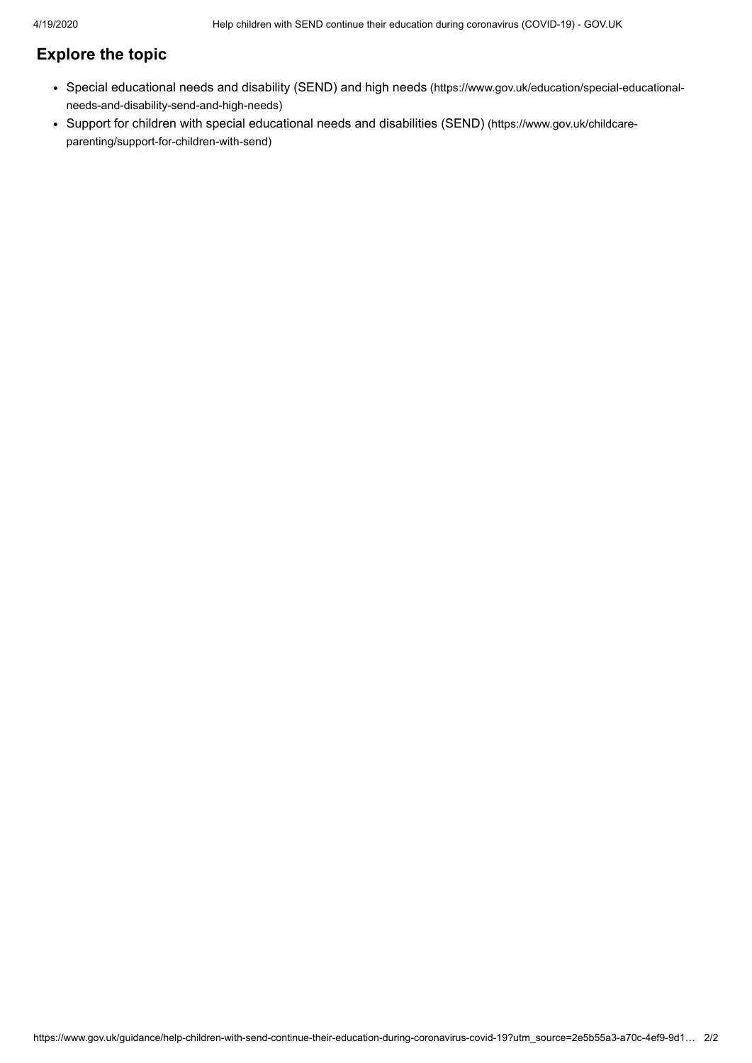## Explore the topic

- Special educational needs and disability (SEND) and high needs (https://www.gov.uk/education/special-educational-needs-and-disability-send-and-high-needs)
- Support for children with special educational needs and disabilities (SEND) (https://www.gov.uk/childcare-parenting/support-for-children-with-send)